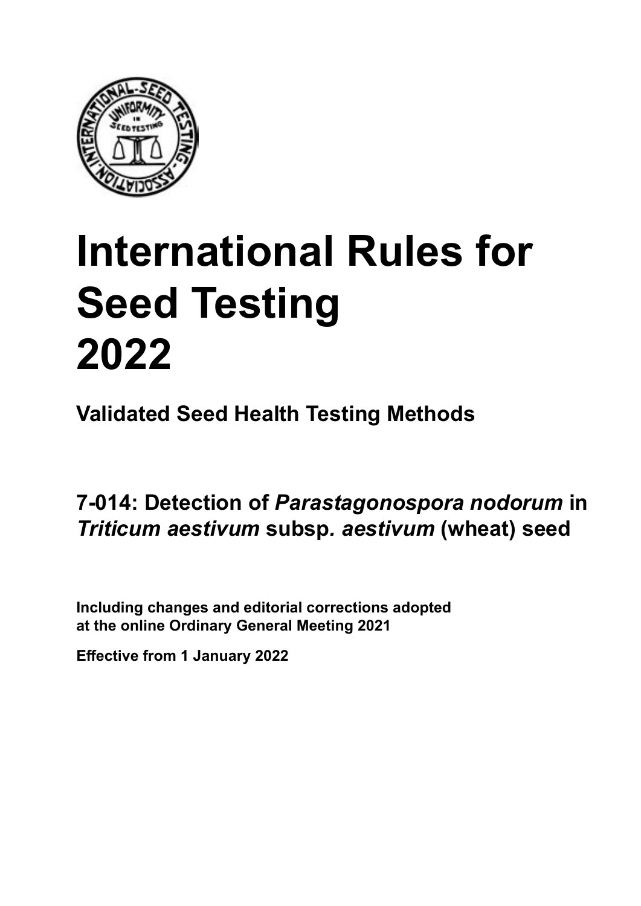# International Rules for Seed Testing 2022

**Validated Seed Health Testing Methods**

## 7-014: Detection of *Parastagonospora nodorum* in *Triticum aestivum* subsp. *aestivum* (wheat) seed

**Including changes and editorial corrections adopted at the online Ordinary General Meeting 2021**

**Effective from 1 January 2022**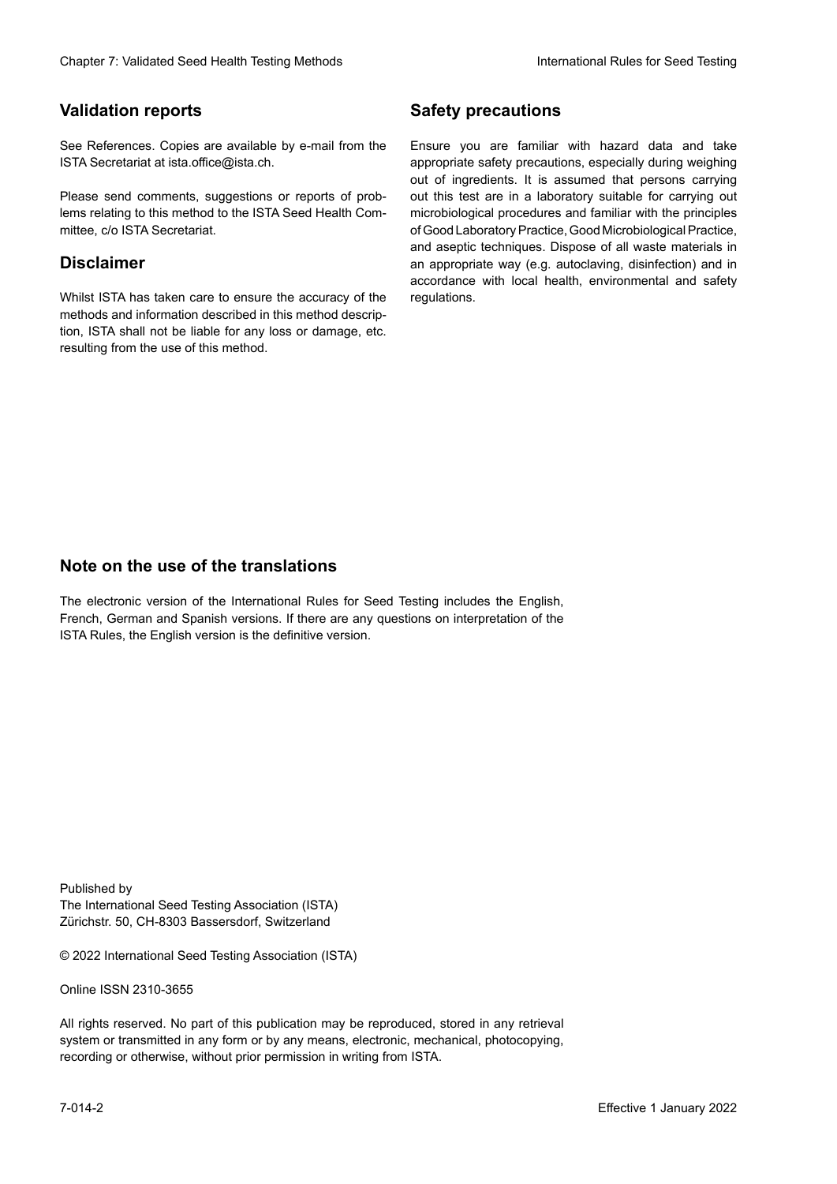## Validation reports

See References. Copies are available by e-mail from the ISTA Secretariat at ista.office@ista.ch.

Please send comments, suggestions or reports of problems relating to this method to the ISTA Seed Health Committee, c/o ISTA Secretariat.

## Disclaimer

Whilst ISTA has taken care to ensure the accuracy of the methods and information described in this method description, ISTA shall not be liable for any loss or damage, etc. resulting from the use of this method.

## Safety precautions

Ensure you are familiar with hazard data and take appropriate safety precautions, especially during weighing out of ingredients. It is assumed that persons carrying out this test are in a laboratory suitable for carrying out microbiological procedures and familiar with the principles of Good Laboratory Practice, Good Microbiological Practice, and aseptic techniques. Dispose of all waste materials in an appropriate way (e.g. autoclaving, disinfection) and in accordance with local health, environmental and safety regulations.

## Note on the use of the translations

The electronic version of the International Rules for Seed Testing includes the English, French, German and Spanish versions. If there are any questions on interpretation of the ISTA Rules, the English version is the definitive version.

Published by
The International Seed Testing Association (ISTA)
Zürichstr. 50, CH-8303 Bassersdorf, Switzerland

© 2022 International Seed Testing Association (ISTA)

Online ISSN 2310-3655

All rights reserved. No part of this publication may be reproduced, stored in any retrieval system or transmitted in any form or by any means, electronic, mechanical, photocopying, recording or otherwise, without prior permission in writing from ISTA.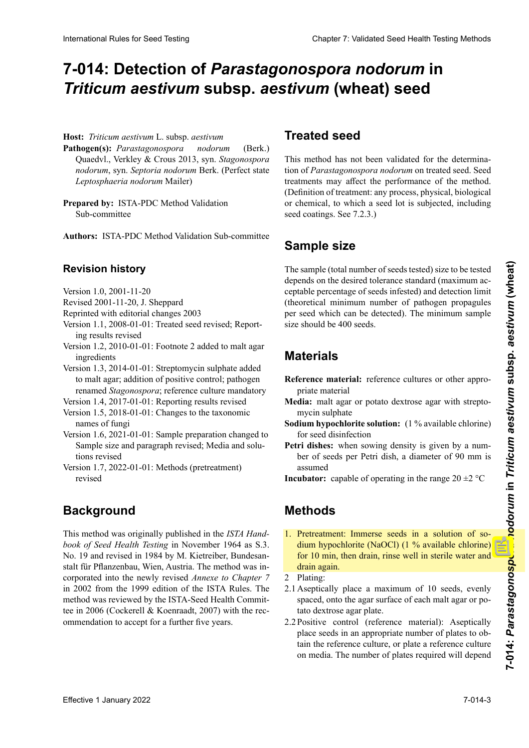# 7-014: Detection of *Parastagonospora nodorum* in *Triticum aestivum* subsp. *aestivum* (wheat) seed

**Host:** *Triticum aestivum* L. subsp. *aestivum*

**Pathogen(s):** *Parastagonospora nodorum* (Berk.) Quaedvl., Verkley & Crous 2013, syn. *Stagonospora nodorum*, syn. *Septoria nodorum* Berk. (Perfect state *Leptosphaeria nodorum* Mailer)

**Prepared by:** ISTA-PDC Method Validation Sub-committee

**Authors:** ISTA-PDC Method Validation Sub-committee

## Revision history

Version 1.0, 2001-11-20
Revised 2001-11-20, J. Sheppard
Reprinted with editorial changes 2003
Version 1.1, 2008-01-01: Treated seed revised; Reporting results revised
Version 1.2, 2010-01-01: Footnote 2 added to malt agar ingredients
Version 1.3, 2014-01-01: Streptomycin sulphate added to malt agar; addition of positive control; pathogen renamed *Stagonospora*; reference culture mandatory
Version 1.4, 2017-01-01: Reporting results revised
Version 1.5, 2018-01-01: Changes to the taxonomic names of fungi
Version 1.6, 2021-01-01: Sample preparation changed to Sample size and paragraph revised; Media and solutions revised
Version 1.7, 2022-01-01: Methods (pretreatment) revised

## Background

This method was originally published in the *ISTA Handbook of Seed Health Testing* in November 1964 as S.3. No. 19 and revised in 1984 by M. Kietreiber, Bundesanstalt für Pflanzenbau, Wien, Austria. The method was incorporated into the newly revised *Annexe to Chapter 7* in 2002 from the 1999 edition of the ISTA Rules. The method was reviewed by the ISTA-Seed Health Committee in 2006 (Cockerell & Koenraadt, 2007) with the recommendation to accept for a further five years.

## Treated seed

This method has not been validated for the determination of *Parastagonospora nodorum* on treated seed. Seed treatments may affect the performance of the method. (Definition of treatment: any process, physical, biological or chemical, to which a seed lot is subjected, including seed coatings. See 7.2.3.)

## Sample size

The sample (total number of seeds tested) size to be tested depends on the desired tolerance standard (maximum acceptable percentage of seeds infested) and detection limit (theoretical minimum number of pathogen propagules per seed which can be detected). The minimum sample size should be 400 seeds.

## Materials

**Reference material:** reference cultures or other appropriate material

**Media:** malt agar or potato dextrose agar with streptomycin sulphate

**Sodium hypochlorite solution:** (1 % available chlorine) for seed disinfection

**Petri dishes:** when sowing density is given by a number of seeds per Petri dish, a diameter of 90 mm is assumed

**Incubator:** capable of operating in the range 20 ±2 °C

## Methods

1. Pretreatment: Immerse seeds in a solution of sodium hypochlorite (NaOCl) (1 % available chlorine) for 10 min, then drain, rinse well in sterile water and drain again.
2. Plating:

2.1 Aseptically place a maximum of 10 seeds, evenly spaced, onto the agar surface of each malt agar or potato dextrose agar plate.

2.2 Positive control (reference material): Aseptically place seeds in an appropriate number of plates to obtain the reference culture, or plate a reference culture on media. The number of plates required will depend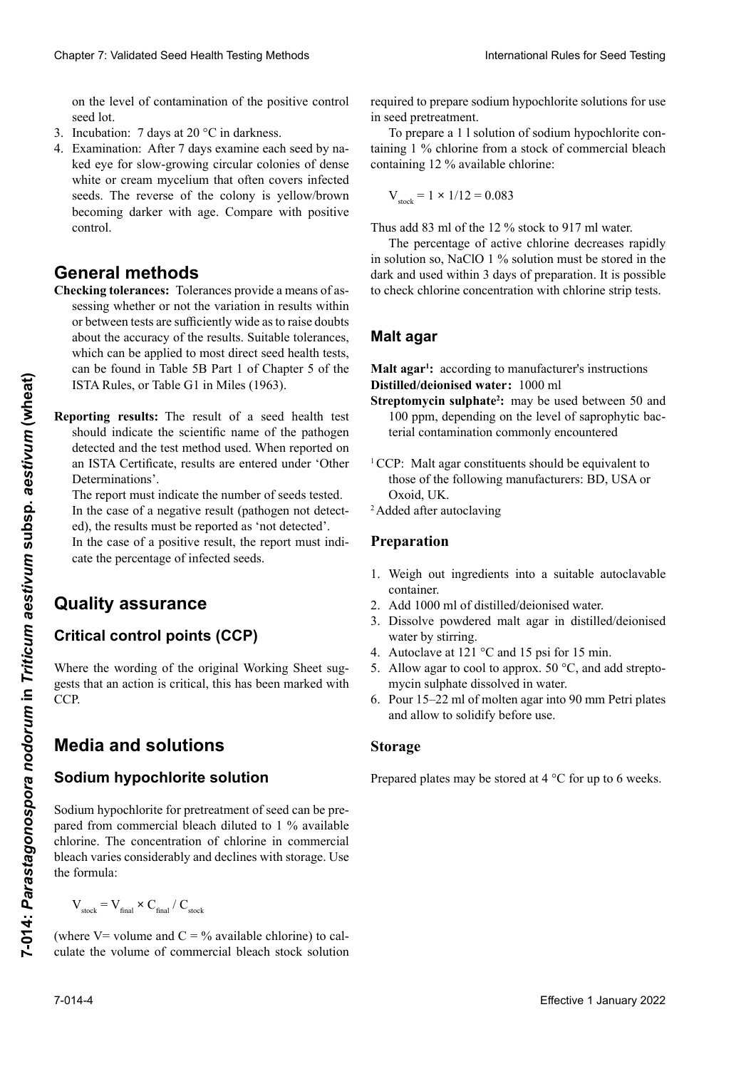on the level of contamination of the positive control seed lot.

3. Incubation: 7 days at 20 °C in darkness.
4. Examination: After 7 days examine each seed by naked eye for slow-growing circular colonies of dense white or cream mycelium that often covers infected seeds. The reverse of the colony is yellow/brown becoming darker with age. Compare with positive control.

# General methods

**Checking tolerances:** Tolerances provide a means of assessing whether or not the variation in results within or between tests are sufficiently wide as to raise doubts about the accuracy of the results. Suitable tolerances, which can be applied to most direct seed health tests, can be found in Table 5B Part 1 of Chapter 5 of the ISTA Rules, or Table G1 in Miles (1963).

**Reporting results:** The result of a seed health test should indicate the scientific name of the pathogen detected and the test method used. When reported on an ISTA Certificate, results are entered under 'Other Determinations'.

The report must indicate the number of seeds tested.

In the case of a negative result (pathogen not detected), the results must be reported as 'not detected'.

In the case of a positive result, the report must indicate the percentage of infected seeds.

# Quality assurance

## Critical control points (CCP)

Where the wording of the original Working Sheet suggests that an action is critical, this has been marked with CCP.

# Media and solutions

## Sodium hypochlorite solution

Sodium hypochlorite for pretreatment of seed can be prepared from commercial bleach diluted to 1 % available chlorine. The concentration of chlorine in commercial bleach varies considerably and declines with storage. Use the formula:

$$V_{stock} = V_{final} \times C_{final} / C_{stock}$$

(where V= volume and C = % available chlorine) to calculate the volume of commercial bleach stock solution required to prepare sodium hypochlorite solutions for use in seed pretreatment.

To prepare a 1 l solution of sodium hypochlorite containing 1 % chlorine from a stock of commercial bleach containing 12 % available chlorine:

$$V_{stock} = 1 \times 1/12 = 0.083$$

Thus add 83 ml of the 12 % stock to 917 ml water.

The percentage of active chlorine decreases rapidly in solution so, NaClO 1 % solution must be stored in the dark and used within 3 days of preparation. It is possible to check chlorine concentration with chlorine strip tests.

## Malt agar

**Malt agar[1]:** according to manufacturer's instructions

**Distilled/deionised water:** 1000 ml

**Streptomycin sulphate[2]:** may be used between 50 and 100 ppm, depending on the level of saprophytic bacterial contamination commonly encountered

[1] CCP: Malt agar constituents should be equivalent to those of the following manufacturers: BD, USA or Oxoid, UK.

[2] Added after autoclaving

### Preparation

1. Weigh out ingredients into a suitable autoclavable container.
2. Add 1000 ml of distilled/deionised water.
3. Dissolve powdered malt agar in distilled/deionised water by stirring.
4. Autoclave at 121 °C and 15 psi for 15 min.
5. Allow agar to cool to approx. 50 °C, and add streptomycin sulphate dissolved in water.
6. Pour 15–22 ml of molten agar into 90 mm Petri plates and allow to solidify before use.

### Storage

Prepared plates may be stored at 4 °C for up to 6 weeks.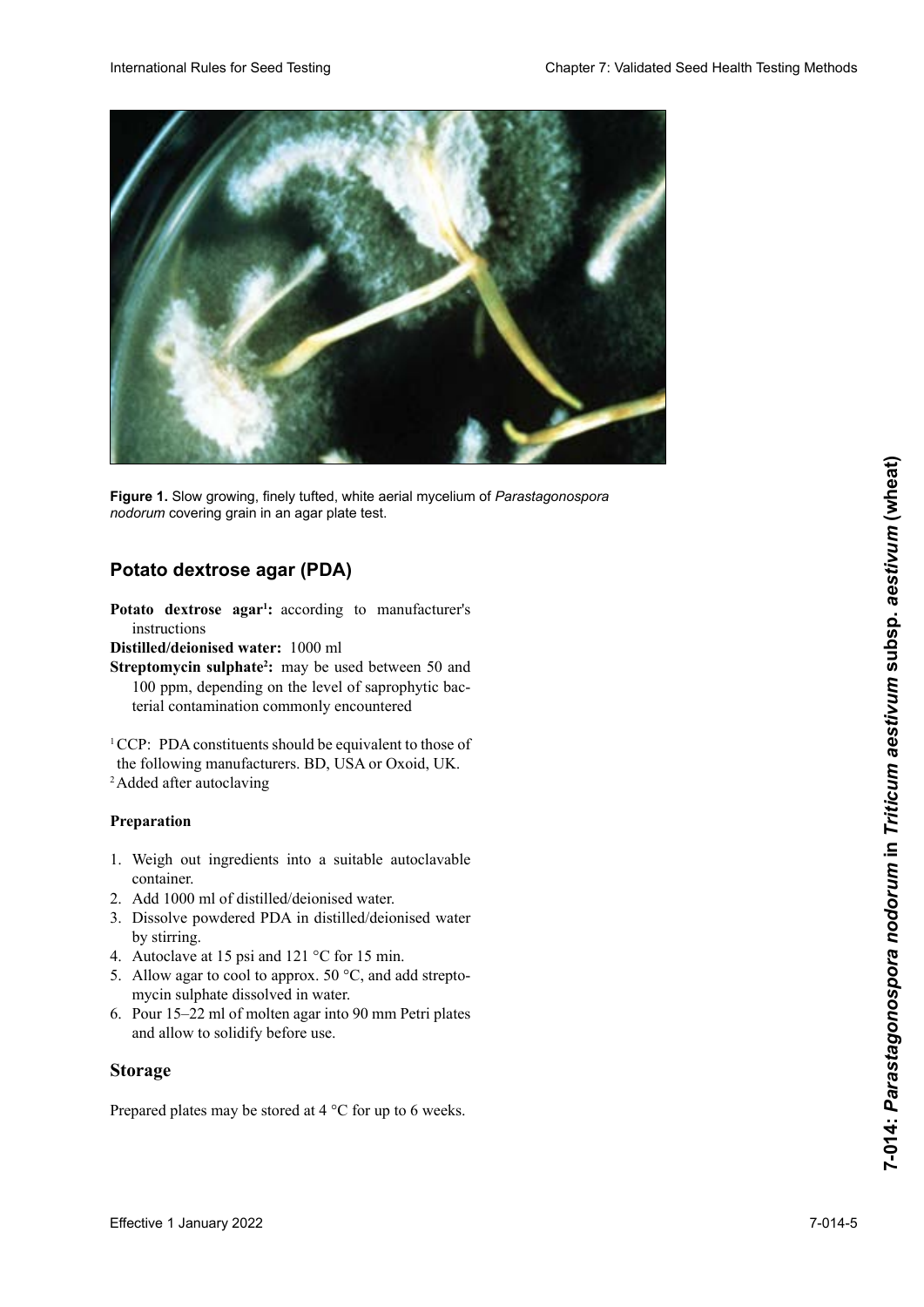**Figure 1.** Slow growing, finely tufted, white aerial mycelium of *Parastagonospora nodorum* covering grain in an agar plate test.

## Potato dextrose agar (PDA)

**Potato dextrose agar[1]:** according to manufacturer's instructions

**Distilled/deionised water:** 1000 ml

**Streptomycin sulphate[2]:** may be used between 50 and 100 ppm, depending on the level of saprophytic bacterial contamination commonly encountered

[1] CCP: PDA constituents should be equivalent to those of the following manufacturers. BD, USA or Oxoid, UK.

[2] Added after autoclaving

### Preparation

1. Weigh out ingredients into a suitable autoclavable container.
2. Add 1000 ml of distilled/deionised water.
3. Dissolve powdered PDA in distilled/deionised water by stirring.
4. Autoclave at 15 psi and 121 °C for 15 min.
5. Allow agar to cool to approx. 50 °C, and add streptomycin sulphate dissolved in water.
6. Pour 15–22 ml of molten agar into 90 mm Petri plates and allow to solidify before use.

## Storage

Prepared plates may be stored at 4 °C for up to 6 weeks.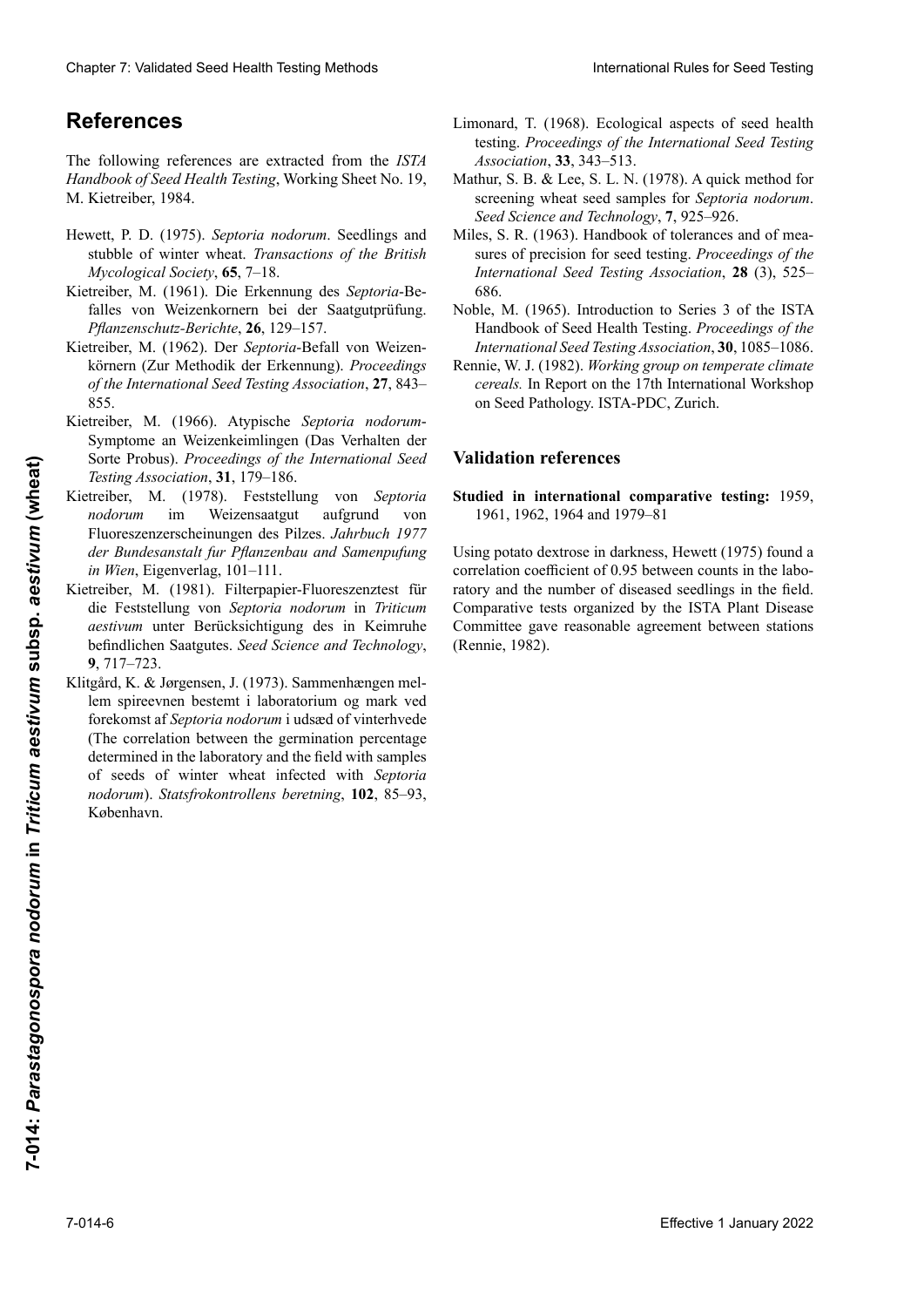# References

The following references are extracted from the *ISTA Handbook of Seed Health Testing*, Working Sheet No. 19, M. Kietreiber, 1984.

Hewett, P. D. (1975). *Septoria nodorum*. Seedlings and stubble of winter wheat. *Transactions of the British Mycological Society*, **65**, 7–18.

Kietreiber, M. (1961). Die Erkennung des *Septoria*-Befalles von Weizenkornern bei der Saatgutprüfung. *Pflanzenschutz-Berichte*, **26**, 129–157.

Kietreiber, M. (1962). Der *Septoria*-Befall von Weizenkörnern (Zur Methodik der Erkennung). *Proceedings of the International Seed Testing Association*, **27**, 843–855.

Kietreiber, M. (1966). Atypische *Septoria nodorum*-Symptome an Weizenkeimlingen (Das Verhalten der Sorte Probus). *Proceedings of the International Seed Testing Association*, **31**, 179–186.

Kietreiber, M. (1978). Feststellung von *Septoria nodorum* im Weizensaatgut aufgrund von Fluoreszenzerscheinungen des Pilzes. *Jahrbuch 1977 der Bundesanstalt fur Pflanzenbau and Samenpufung in Wien*, Eigenverlag, 101–111.

Kietreiber, M. (1981). Filterpapier-Fluoreszenztest für die Feststellung von *Septoria nodorum* in *Triticum aestivum* unter Berücksichtigung des in Keimruhe befindlichen Saatgutes. *Seed Science and Technology*, **9**, 717–723.

Klitgård, K. & Jørgensen, J. (1973). Sammenhængen mellem spireevnen bestemt i laboratorium og mark ved forekomst af *Septoria nodorum* i udsæd of vinterhvede (The correlation between the germination percentage determined in the laboratory and the field with samples of seeds of winter wheat infected with *Septoria nodorum*). *Statsfrokontrollens beretning*, **102**, 85–93, København.

Limonard, T. (1968). Ecological aspects of seed health testing. *Proceedings of the International Seed Testing Association*, **33**, 343–513.

Mathur, S. B. & Lee, S. L. N. (1978). A quick method for screening wheat seed samples for *Septoria nodorum*. *Seed Science and Technology*, **7**, 925–926.

Miles, S. R. (1963). Handbook of tolerances and of measures of precision for seed testing. *Proceedings of the International Seed Testing Association*, **28** (3), 525–686.

Noble, M. (1965). Introduction to Series 3 of the ISTA Handbook of Seed Health Testing. *Proceedings of the International Seed Testing Association*, **30**, 1085–1086.

Rennie, W. J. (1982). *Working group on temperate climate cereals.* In Report on the 17th International Workshop on Seed Pathology. ISTA-PDC, Zurich.

## Validation references

**Studied in international comparative testing:** 1959, 1961, 1962, 1964 and 1979–81

Using potato dextrose in darkness, Hewett (1975) found a correlation coefficient of 0.95 between counts in the laboratory and the number of diseased seedlings in the field. Comparative tests organized by the ISTA Plant Disease Committee gave reasonable agreement between stations (Rennie, 1982).